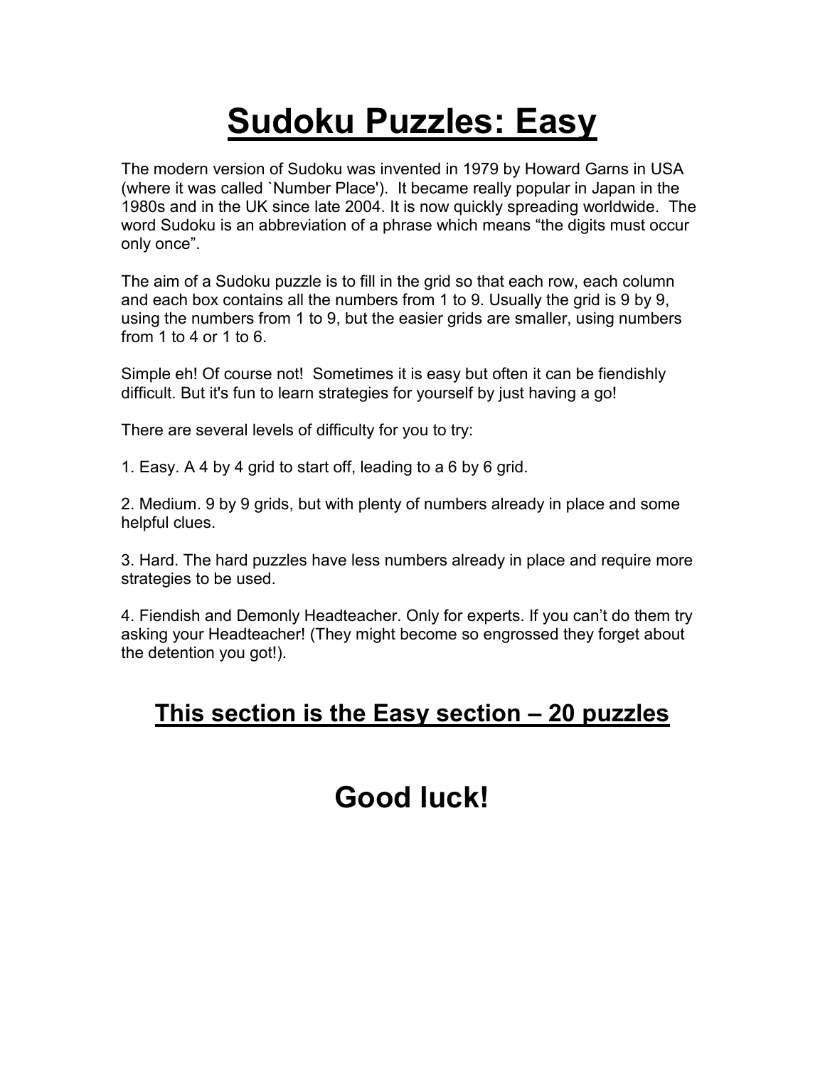# Sudoku Puzzles: Easy

The modern version of Sudoku was invented in 1979 by Howard Garns in USA (where it was called `Number Place'). It became really popular in Japan in the 1980s and in the UK since late 2004. It is now quickly spreading worldwide. The word Sudoku is an abbreviation of a phrase which means "the digits must occur only once".

The aim of a Sudoku puzzle is to fill in the grid so that each row, each column and each box contains all the numbers from 1 to 9. Usually the grid is 9 by 9, using the numbers from 1 to 9, but the easier grids are smaller, using numbers from 1 to 4 or 1 to 6.

Simple eh! Of course not! Sometimes it is easy but often it can be fiendishly difficult. But it's fun to learn strategies for yourself by just having a go!

There are several levels of difficulty for you to try:

1. Easy. A 4 by 4 grid to start off, leading to a 6 by 6 grid.

2. Medium. 9 by 9 grids, but with plenty of numbers already in place and some helpful clues.

3. Hard. The hard puzzles have less numbers already in place and require more strategies to be used.

4. Fiendish and Demonly Headteacher. Only for experts. If you can't do them try asking your Headteacher! (They might become so engrossed they forget about the detention you got!).

## This section is the Easy section – 20 puzzles

# Good luck!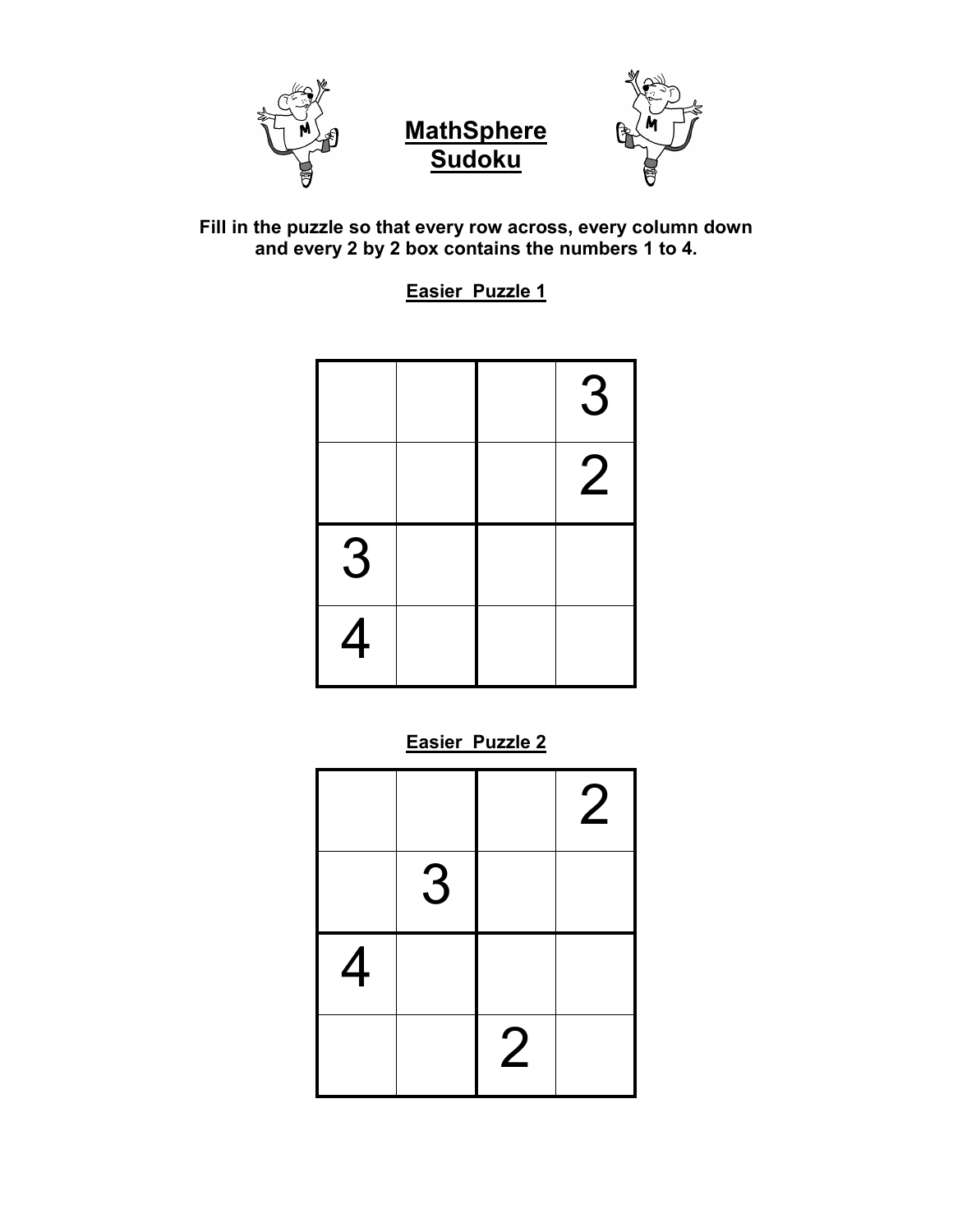# MathSphere Sudoku

**Fill in the puzzle so that every row across, every column down and every 2 by 2 box contains the numbers 1 to 4.**

## Easier Puzzle 1

| | | | |
|---|---|---|---|
| | | | 3 |
| | | | 2 |
| 3 | | | |
| 4 | | | |

## Easier Puzzle 2

| | | | |
|---|---|---|---|
| | | | 2 |
| | 3 | | |
| 4 | | | |
| | | 2 | |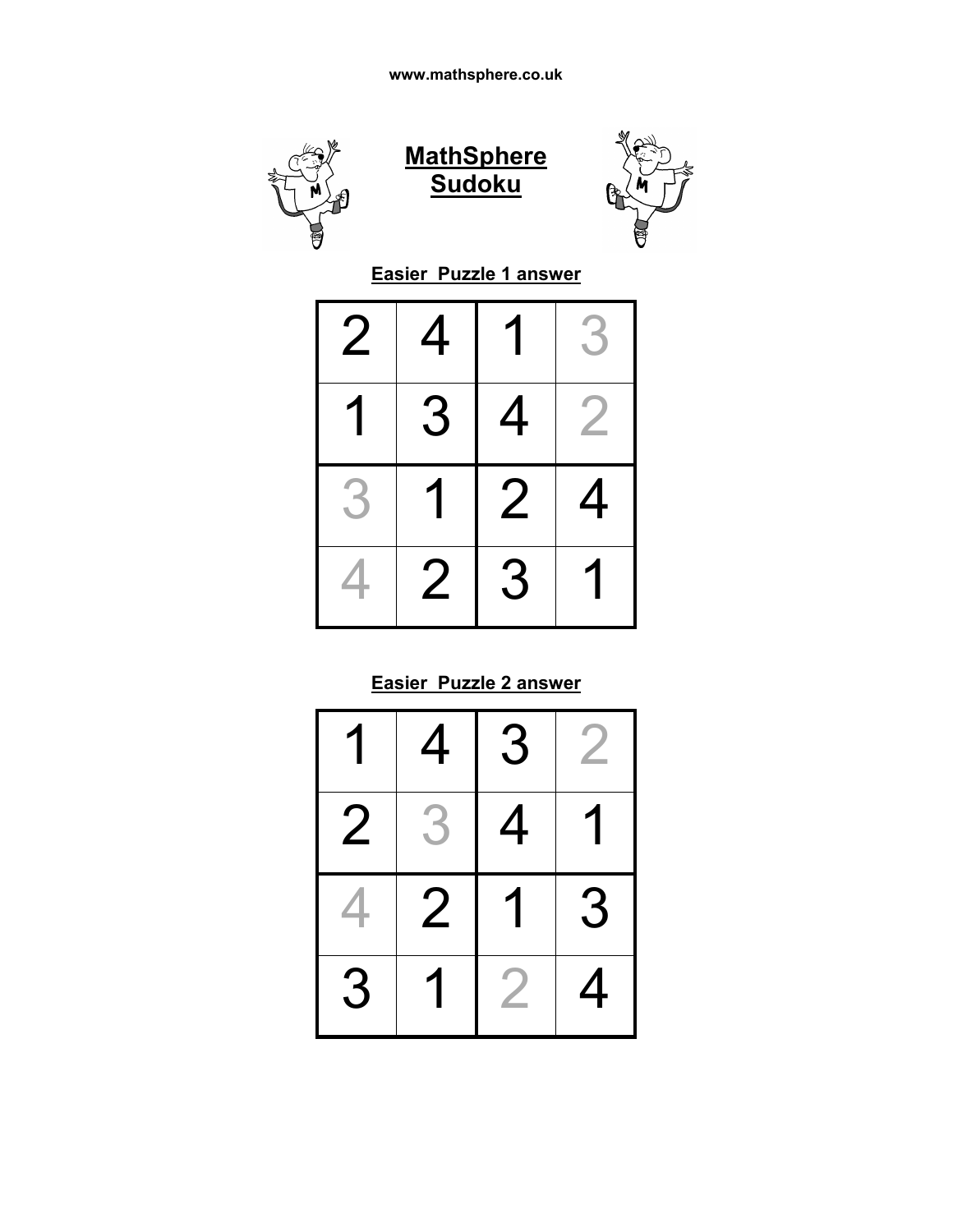www.mathsphere.co.uk

# MathSphere Sudoku

## Easier Puzzle 1 answer

| | | | |
|---|---|---|---|
| 2 | 4 | 1 | 3 |
| 1 | 3 | 4 | 2 |
| 3 | 1 | 2 | 4 |
| 4 | 2 | 3 | 1 |

## Easier Puzzle 2 answer

| | | | |
|---|---|---|---|
| 1 | 4 | 3 | 2 |
| 2 | 3 | 4 | 1 |
| 4 | 2 | 1 | 3 |
| 3 | 1 | 2 | 4 |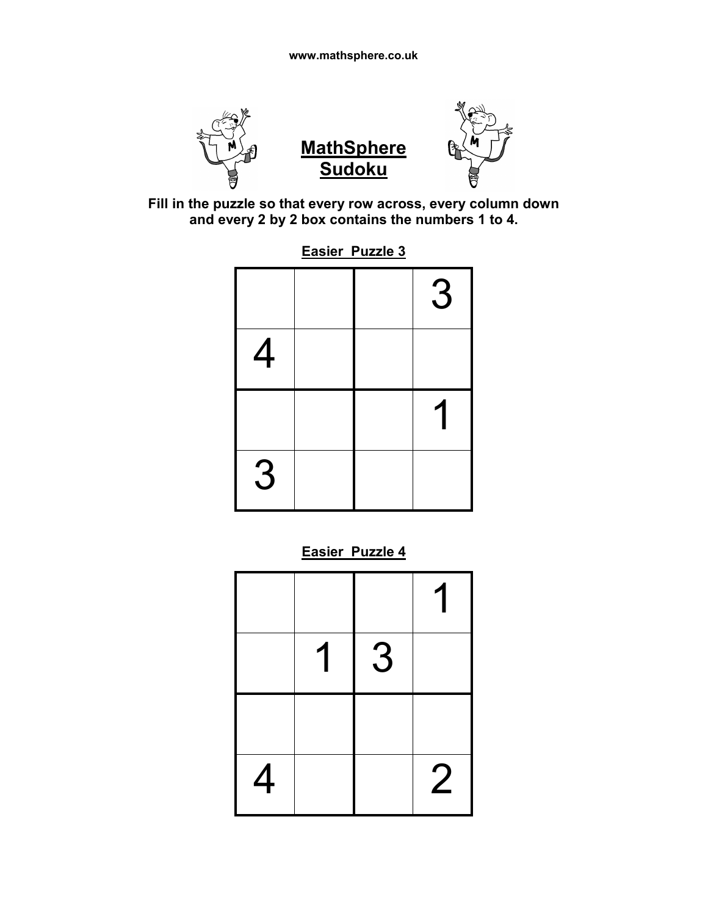www.mathsphere.co.uk

# MathSphere Sudoku

**Fill in the puzzle so that every row across, every column down and every 2 by 2 box contains the numbers 1 to 4.**

## Easier Puzzle 3

| | | | |
|---|---|---|---|
| | | | 3 |
| 4 | | | |
| | | | 1 |
| 3 | | | |

## Easier Puzzle 4

| | | | |
|---|---|---|---|
| | | | 1 |
| | 1 | 3 | |
| | | | |
| 4 | | | 2 |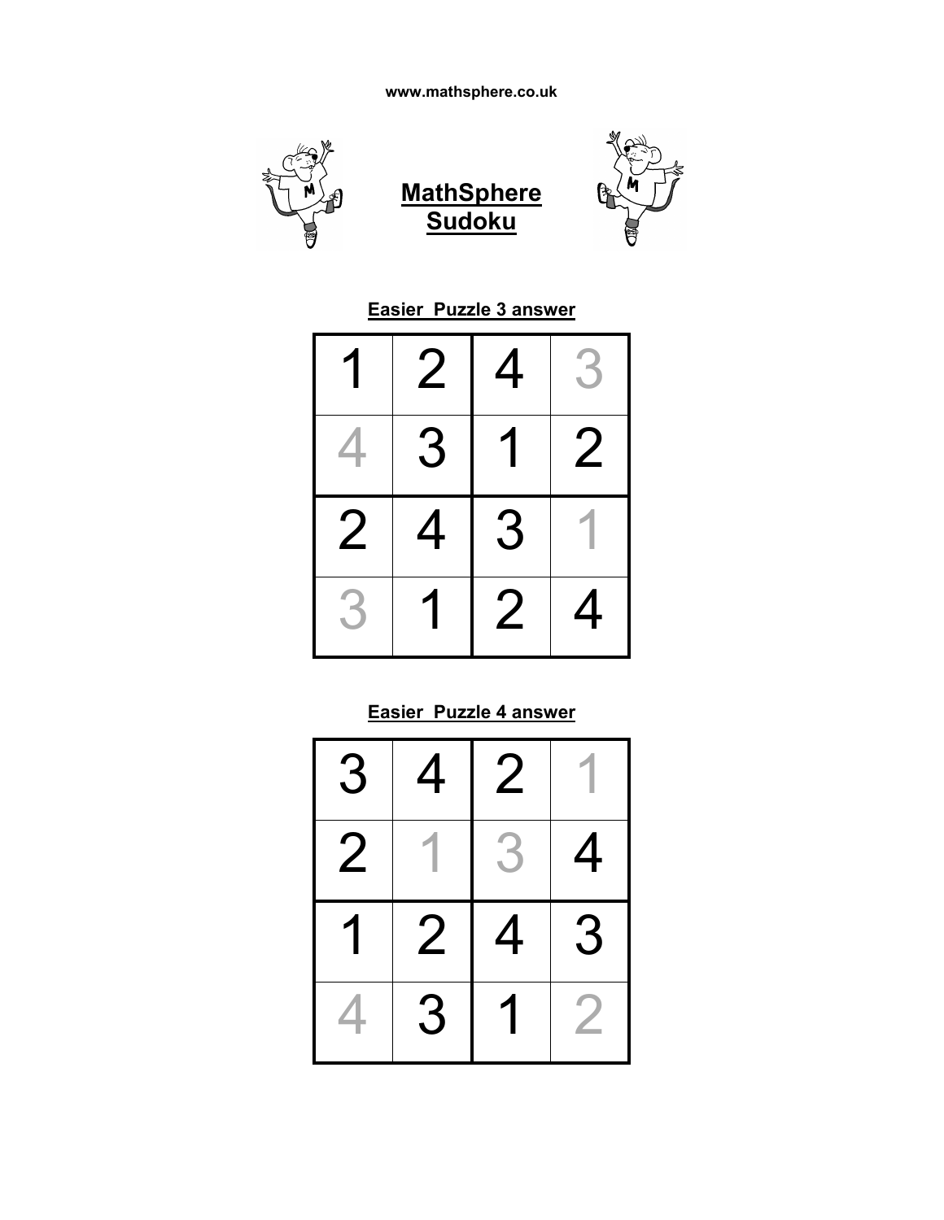www.mathsphere.co.uk

# MathSphere Sudoku

## Easier Puzzle 3 answer

| | | | |
|---|---|---|---|
| 1 | 2 | 4 | 3 |
| 4 | 3 | 1 | 2 |
| 2 | 4 | 3 | 1 |
| 3 | 1 | 2 | 4 |

## Easier Puzzle 4 answer

| | | | |
|---|---|---|---|
| 3 | 4 | 2 | 1 |
| 2 | 1 | 3 | 4 |
| 1 | 2 | 4 | 3 |
| 4 | 3 | 1 | 2 |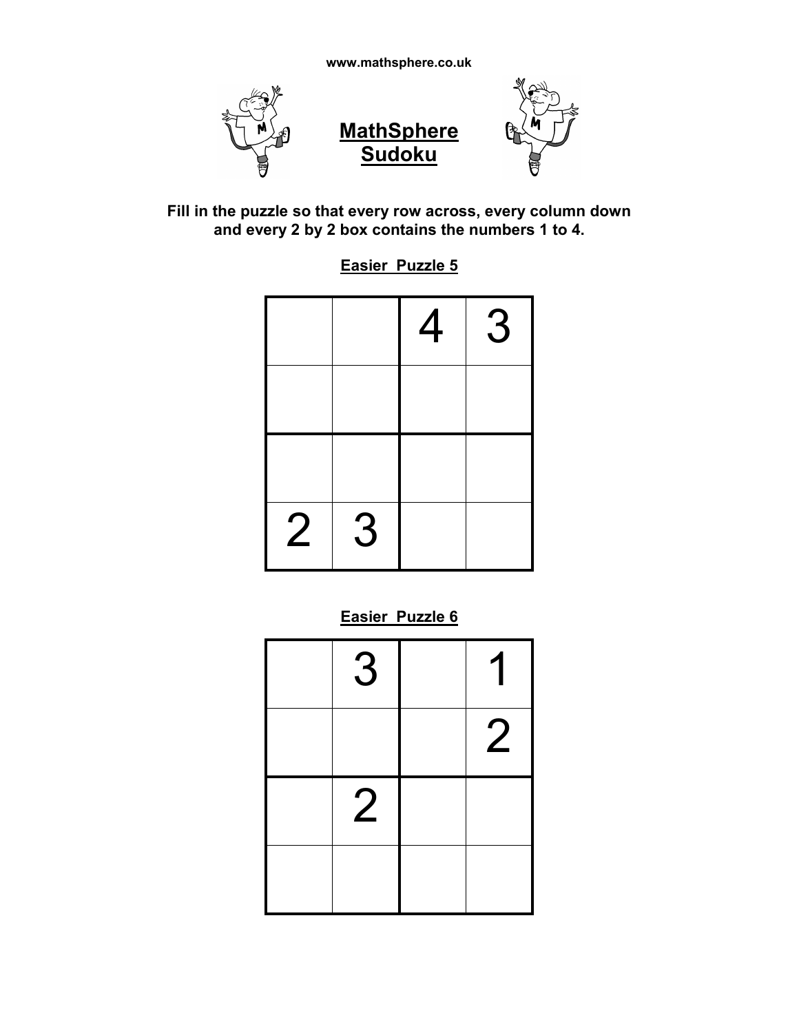www.mathsphere.co.uk

# MathSphere Sudoku

**Fill in the puzzle so that every row across, every column down and every 2 by 2 box contains the numbers 1 to 4.**

## Easier Puzzle 5

| | | | |
|---|---|---|---|
| | | 4 | 3 |
| | | | |
| | | | |
| 2 | 3 | | |

## Easier Puzzle 6

| | | | |
|---|---|---|---|
| | 3 | | 1 |
| | | | 2 |
| | 2 | | |
| | | | |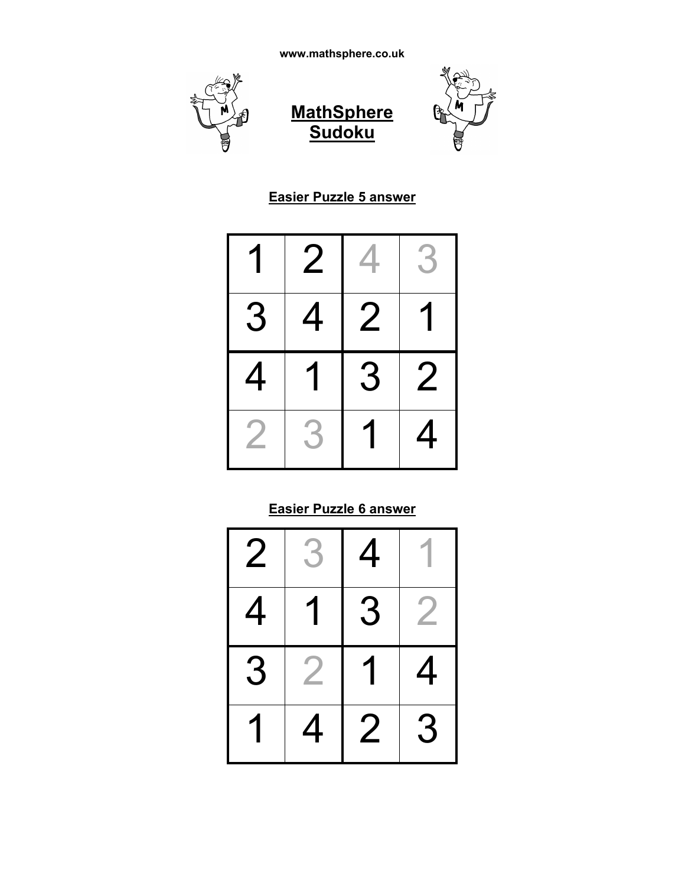www.mathsphere.co.uk

# MathSphere Sudoku

## Easier Puzzle 5 answer

| | | | |
|---|---|---|---|
| 1 | 2 | 4 | 3 |
| 3 | 4 | 2 | 1 |
| 4 | 1 | 3 | 2 |
| 2 | 3 | 1 | 4 |

## Easier Puzzle 6 answer

| | | | |
|---|---|---|---|
| 2 | 3 | 4 | 1 |
| 4 | 1 | 3 | 2 |
| 3 | 2 | 1 | 4 |
| 1 | 4 | 2 | 3 |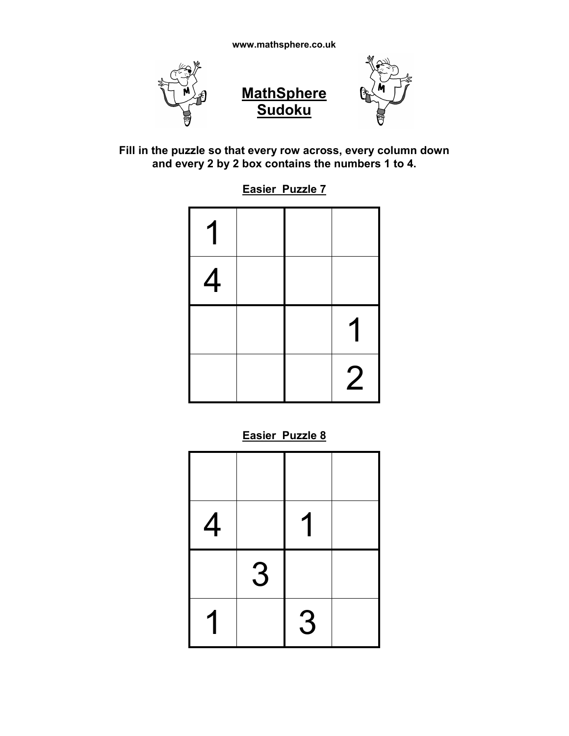www.mathsphere.co.uk

# MathSphere Sudoku

**Fill in the puzzle so that every row across, every column down and every 2 by 2 box contains the numbers 1 to 4.**

## Easier Puzzle 7

| | | | |
|---|---|---|---|
| 1 | | | |
| 4 | | | |
| | | | 1 |
| | | | 2 |

## Easier Puzzle 8

| | | | |
|---|---|---|---|
| | | | |
| 4 | | 1 | |
| | 3 | | |
| 1 | | 3 | |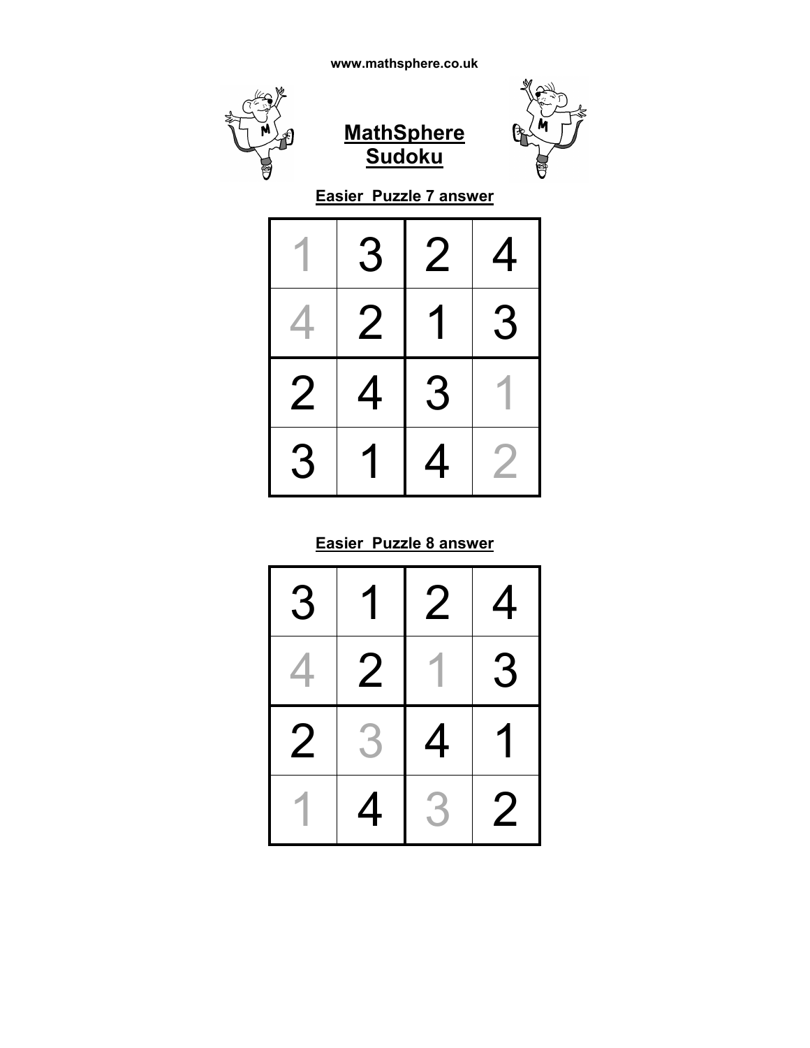www.mathsphere.co.uk

# MathSphere Sudoku

## Easier Puzzle 7 answer

| | | | |
|---|---|---|---|
| 1 | 3 | 2 | 4 |
| 4 | 2 | 1 | 3 |
| 2 | 4 | 3 | 1 |
| 3 | 1 | 4 | 2 |

## Easier Puzzle 8 answer

| | | | |
|---|---|---|---|
| 3 | 1 | 2 | 4 |
| 4 | 2 | 1 | 3 |
| 2 | 3 | 4 | 1 |
| 1 | 4 | 3 | 2 |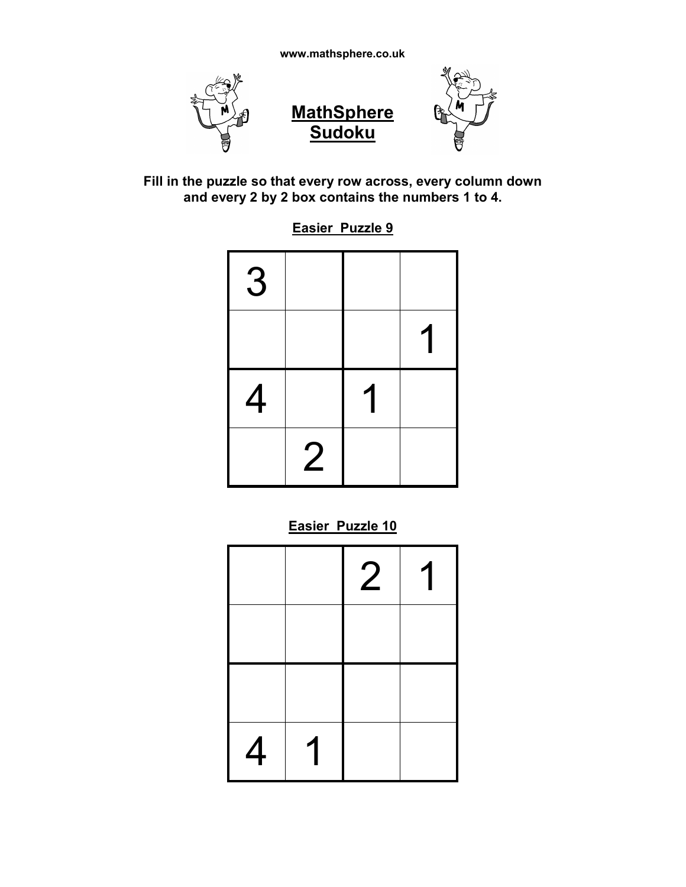www.mathsphere.co.uk

# MathSphere Sudoku

**Fill in the puzzle so that every row across, every column down and every 2 by 2 box contains the numbers 1 to 4.**

## Easier Puzzle 9

| | | | |
|---|---|---|---|
| 3 | | | |
| | | | 1 |
| 4 | | 1 | |
| | 2 | | |

## Easier Puzzle 10

| | | | |
|---|---|---|---|
| | | 2 | 1 |
| | | | |
| | | | |
| 4 | 1 | | |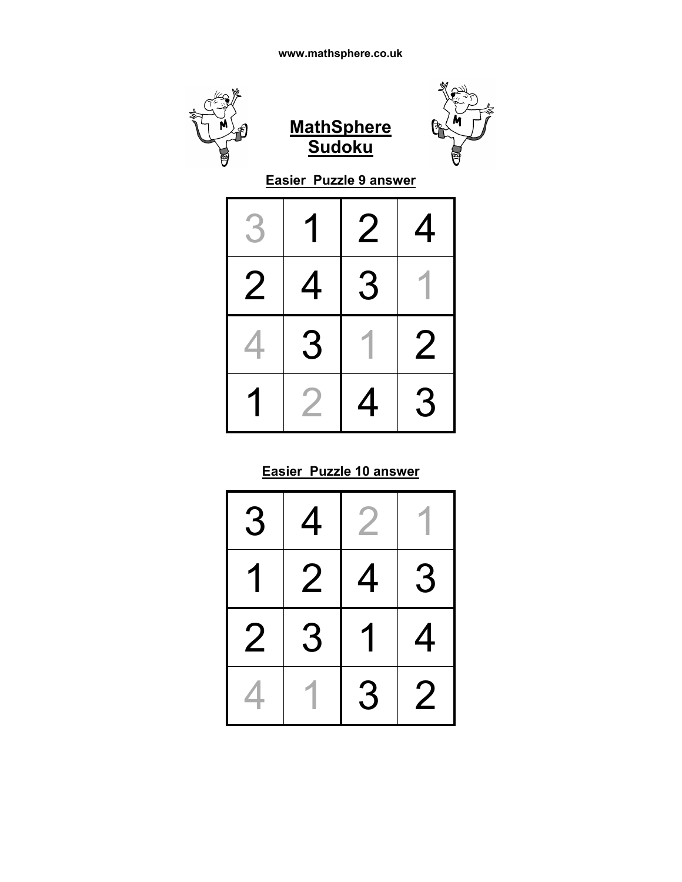www.mathsphere.co.uk

# MathSphere Sudoku

## Easier Puzzle 9 answer

| | | | |
|---|---|---|---|
| 3 | 1 | 2 | 4 |
| 2 | 4 | 3 | 1 |
| 4 | 3 | 1 | 2 |
| 1 | 2 | 4 | 3 |

## Easier Puzzle 10 answer

| | | | |
|---|---|---|---|
| 3 | 4 | 2 | 1 |
| 1 | 2 | 4 | 3 |
| 2 | 3 | 1 | 4 |
| 4 | 1 | 3 | 2 |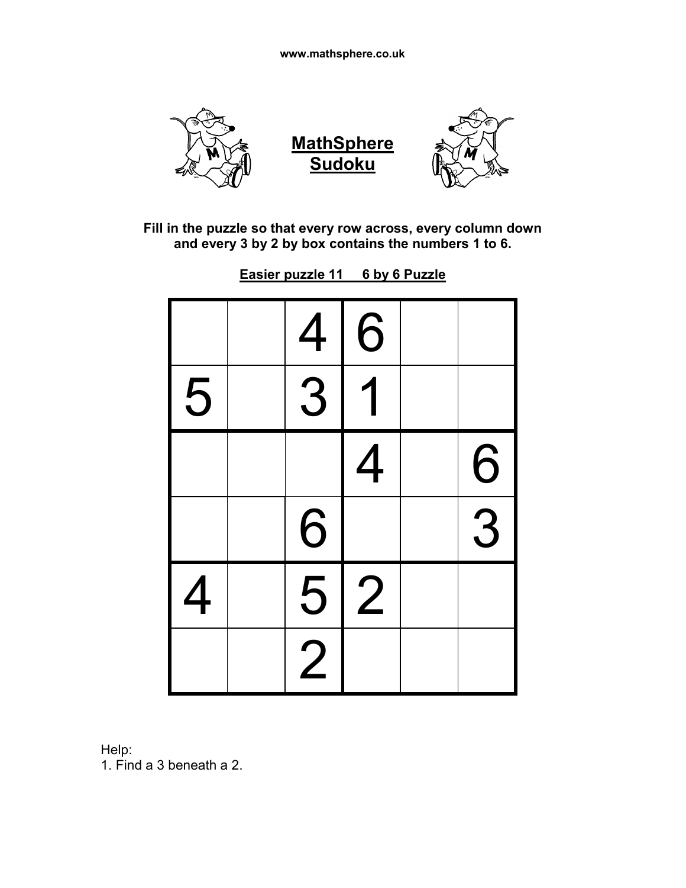www.mathsphere.co.uk

# MathSphere Sudoku

**Fill in the puzzle so that every row across, every column down and every 3 by 2 by box contains the numbers 1 to 6.**

**Easier puzzle 11 6 by 6 Puzzle**

| | | | | | |
|---|---|---|---|---|---|
| | | 4 | 6 | | |
| 5 | | 3 | 1 | | |
| | | | 4 | | 6 |
| | | 6 | | | 3 |
| 4 | | 5 | 2 | | |
| | | 2 | | | |

Help:
1. Find a 3 beneath a 2.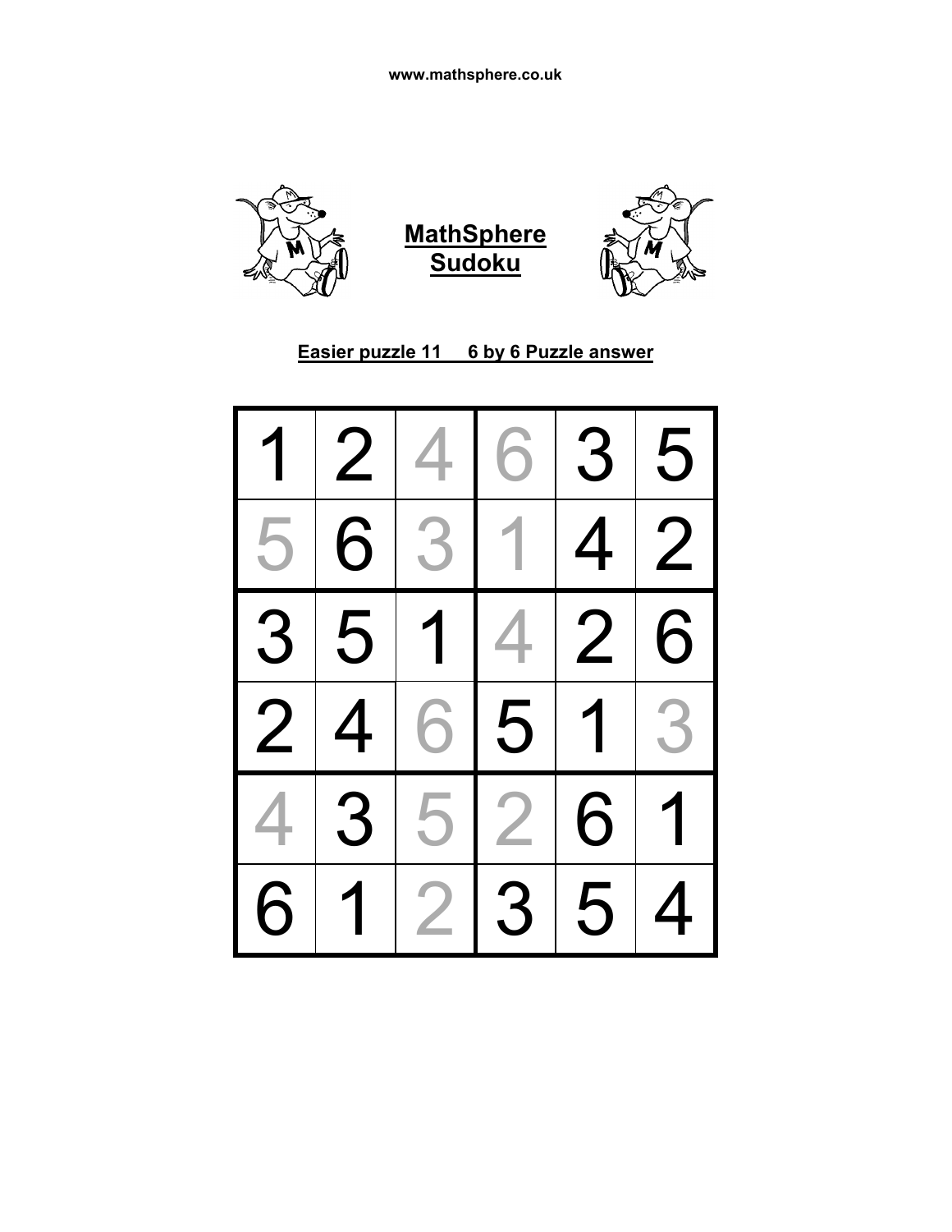www.mathsphere.co.uk

# MathSphere Sudoku

## Easier puzzle 11 6 by 6 Puzzle answer

| | | | | | |
|---|---|---|---|---|---|
| 1 | 2 | 4 | 6 | 3 | 5 |
| 5 | 6 | 3 | 1 | 4 | 2 |
| 3 | 5 | 1 | 4 | 2 | 6 |
| 2 | 4 | 6 | 5 | 1 | 3 |
| 4 | 3 | 5 | 2 | 6 | 1 |
| 6 | 1 | 2 | 3 | 5 | 4 |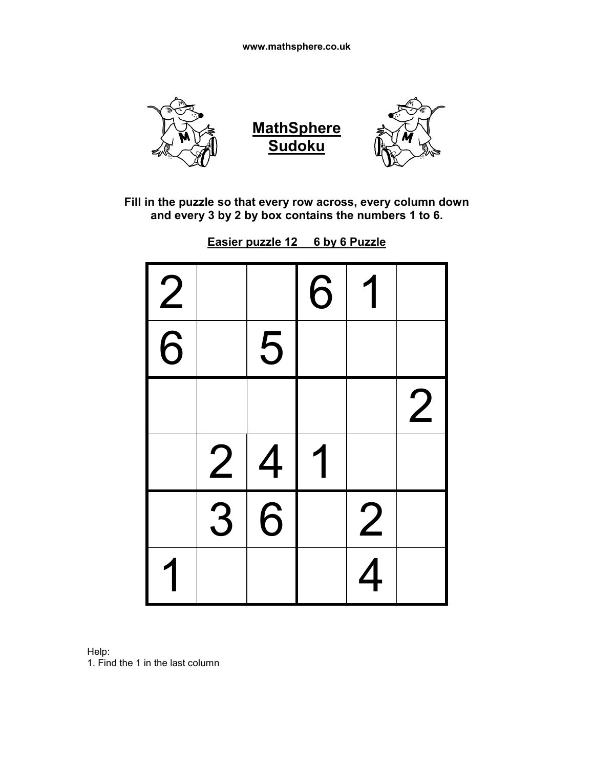www.mathsphere.co.uk

# MathSphere Sudoku

**Fill in the puzzle so that every row across, every column down and every 3 by 2 by box contains the numbers 1 to 6.**

**Easier puzzle 12     6 by 6 Puzzle**

| | | | | | |
|---|---|---|---|---|---|
| 2 | | | 6 | 1 | |
| 6 | | 5 | | | |
| | | | | | 2 |
| | 2 | 4 | 1 | | |
| | 3 | 6 | | 2 | |
| 1 | | | | 4 | |

Help:
1. Find the 1 in the last column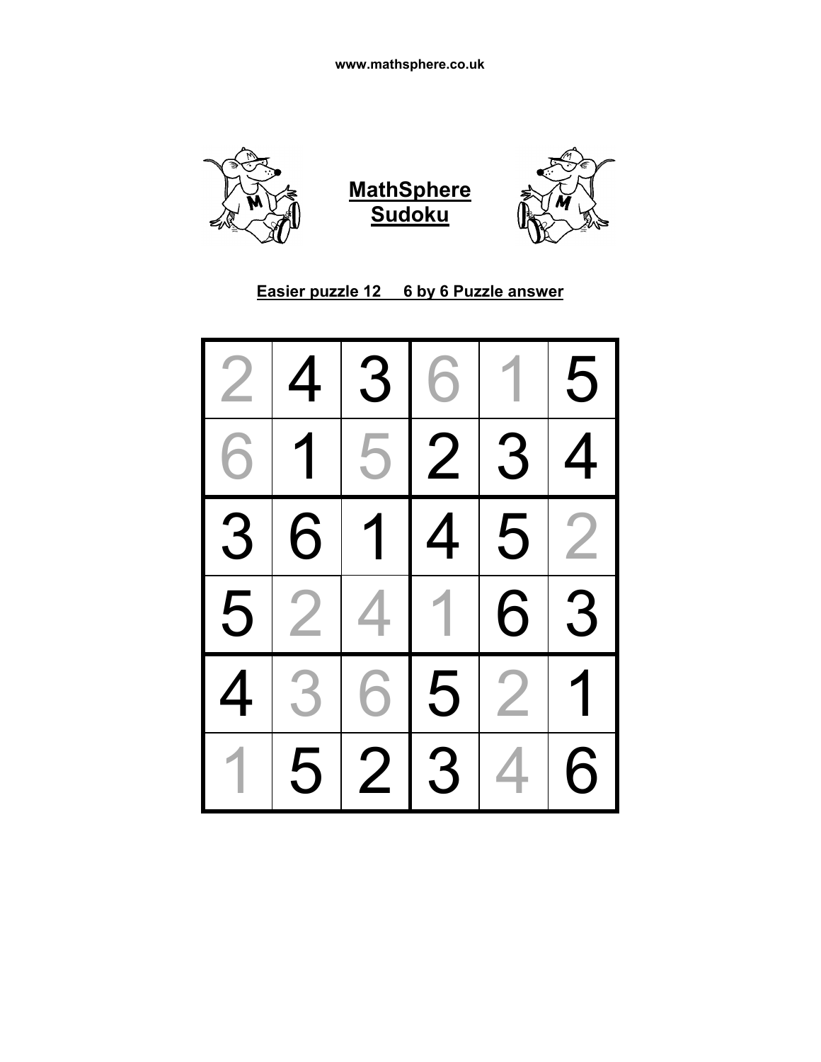www.mathsphere.co.uk

**MathSphere Sudoku**

**Easier puzzle 12 6 by 6 Puzzle answer**

| | | | | | |
|---|---|---|---|---|---|
| 2 | 4 | 3 | 6 | 1 | 5 |
| 6 | 1 | 5 | 2 | 3 | 4 |
| 3 | 6 | 1 | 4 | 5 | 2 |
| 5 | 2 | 4 | 1 | 6 | 3 |
| 4 | 3 | 6 | 5 | 2 | 1 |
| 1 | 5 | 2 | 3 | 4 | 6 |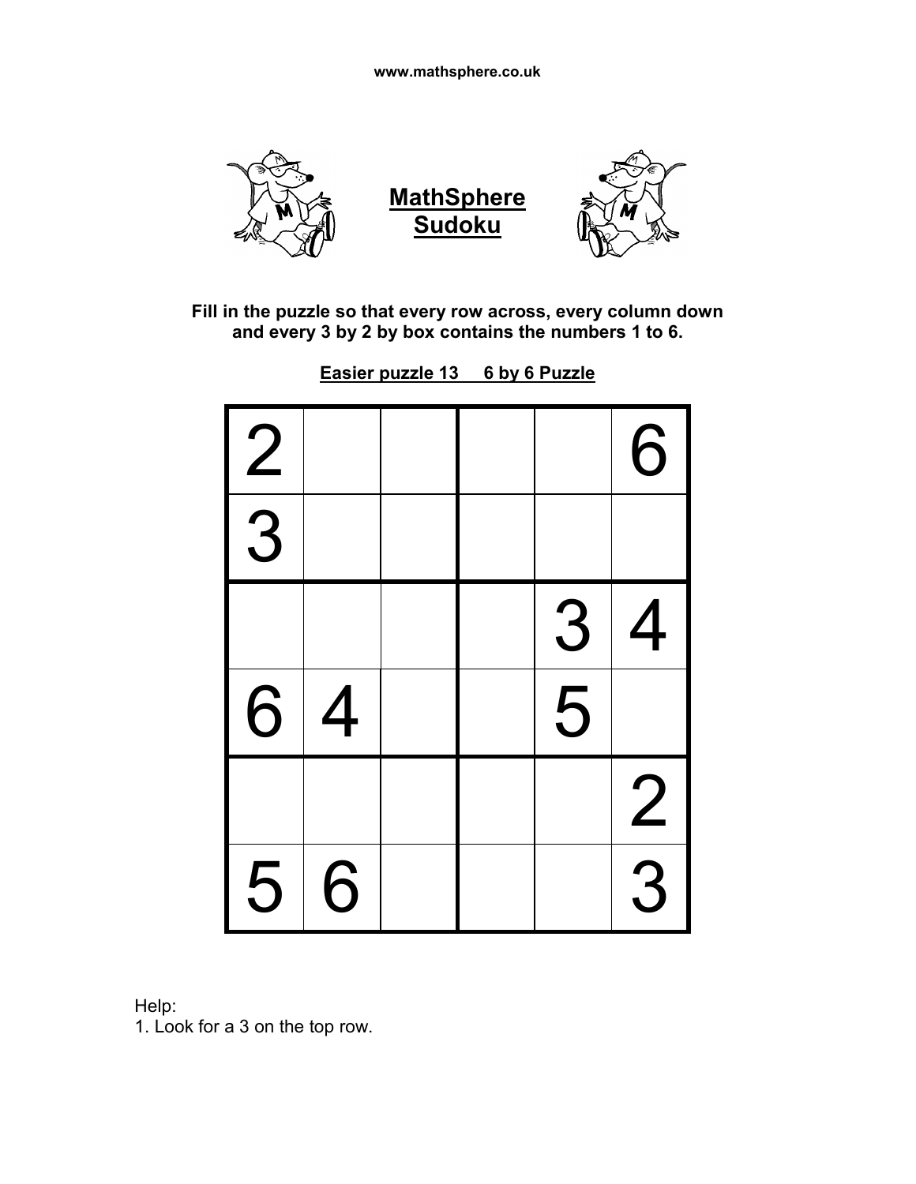www.mathsphere.co.uk

# MathSphere Sudoku

**Fill in the puzzle so that every row across, every column down and every 3 by 2 by box contains the numbers 1 to 6.**

**Easier puzzle 13 6 by 6 Puzzle**

| | | | | | |
|---|---|---|---|---|---|
| 2 | | | | | 6 |
| 3 | | | | | |
| | | | | 3 | 4 |
| 6 | 4 | | | 5 | |
| | | | | | 2 |
| 5 | 6 | | | | 3 |

Help:
1. Look for a 3 on the top row.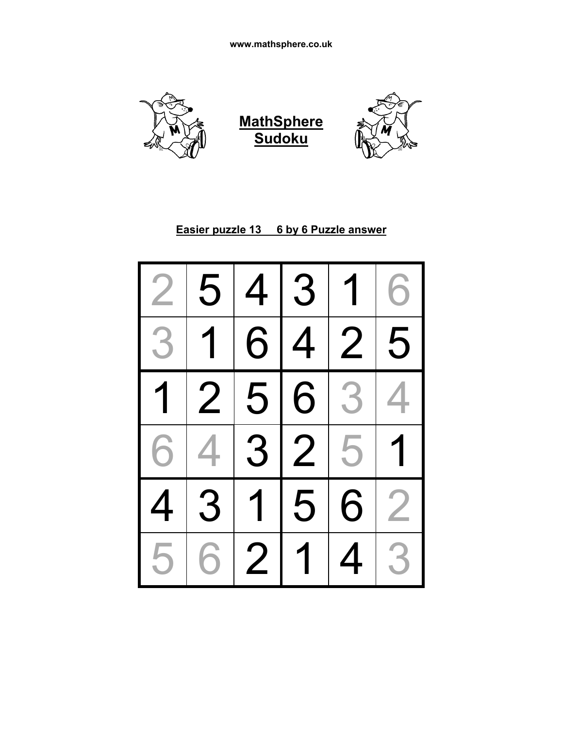www.mathsphere.co.uk

## MathSphere Sudoku

### Easier puzzle 13 6 by 6 Puzzle answer

| | | | | | |
|---|---|---|---|---|---|
| 2 | 5 | 4 | 3 | 1 | 6 |
| 3 | 1 | 6 | 4 | 2 | 5 |
| 1 | 2 | 5 | 6 | 3 | 4 |
| 6 | 4 | 3 | 2 | 5 | 1 |
| 4 | 3 | 1 | 5 | 6 | 2 |
| 5 | 6 | 2 | 1 | 4 | 3 |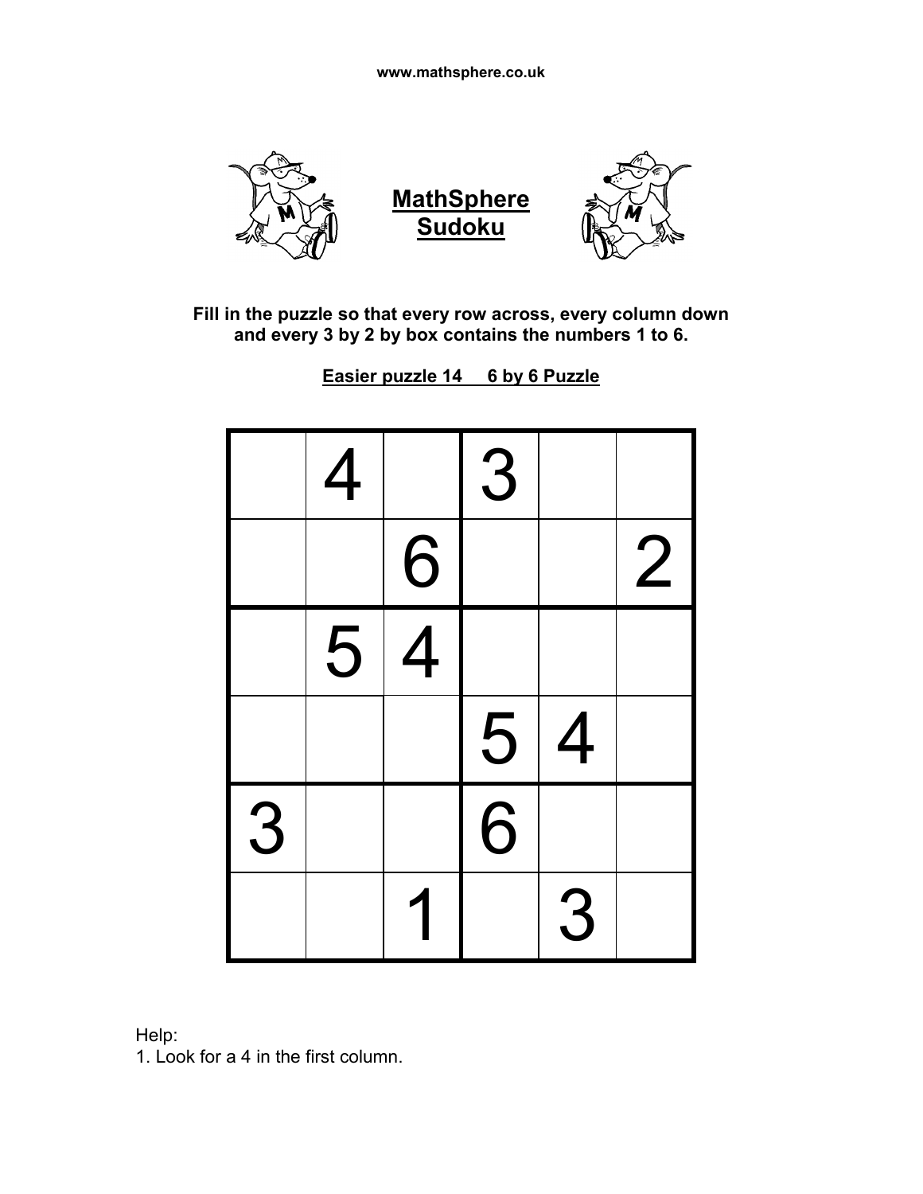www.mathsphere.co.uk

# MathSphere Sudoku

**Fill in the puzzle so that every row across, every column down and every 3 by 2 by box contains the numbers 1 to 6.**

**Easier puzzle 14     6 by 6 Puzzle**

| | | | | | |
|---|---|---|---|---|---|
| | 4 | | 3 | | |
| | | 6 | | | 2 |
| | 5 | 4 | | | |
| | | | 5 | 4 | |
| 3 | | | 6 | | |
| | | 1 | | 3 | |

Help:
1. Look for a 4 in the first column.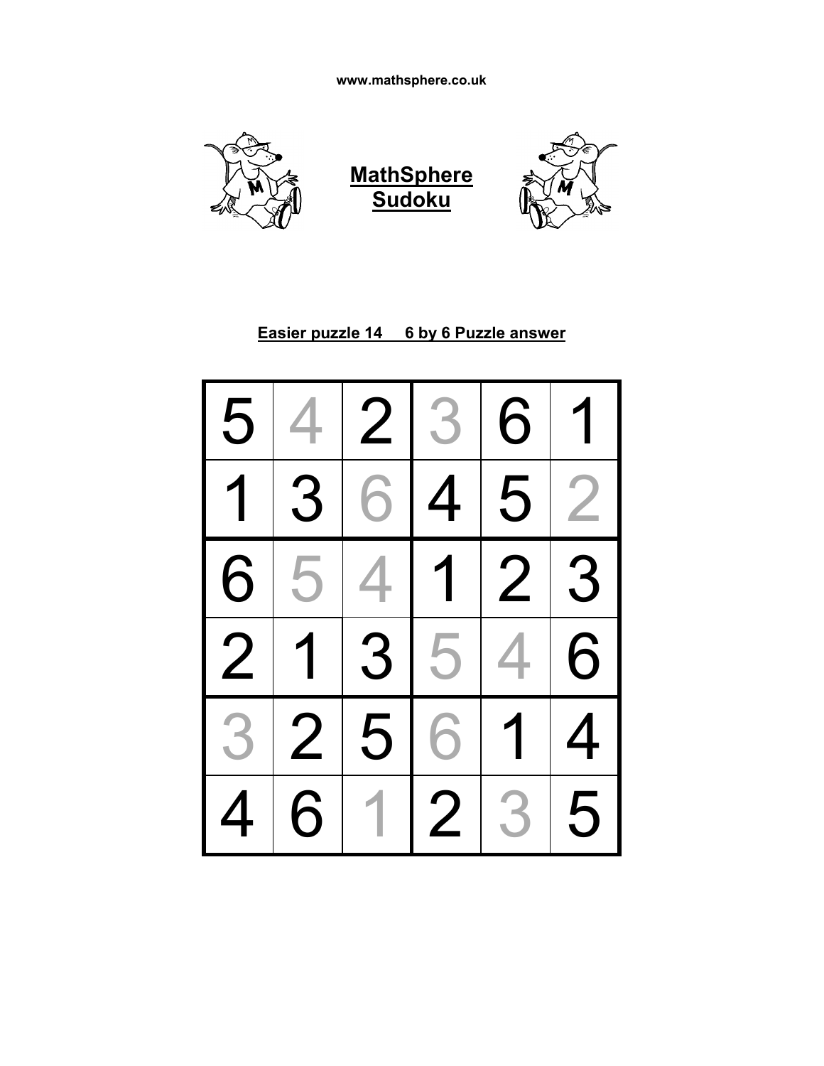www.mathsphere.co.uk

# MathSphere Sudoku

## Easier puzzle 14 6 by 6 Puzzle answer

| | | | | | |
|---|---|---|---|---|---|
| 5 | 4 | 2 | 3 | 6 | 1 |
| 1 | 3 | 6 | 4 | 5 | 2 |
| 6 | 5 | 4 | 1 | 2 | 3 |
| 2 | 1 | 3 | 5 | 4 | 6 |
| 3 | 2 | 5 | 6 | 1 | 4 |
| 4 | 6 | 1 | 2 | 3 | 5 |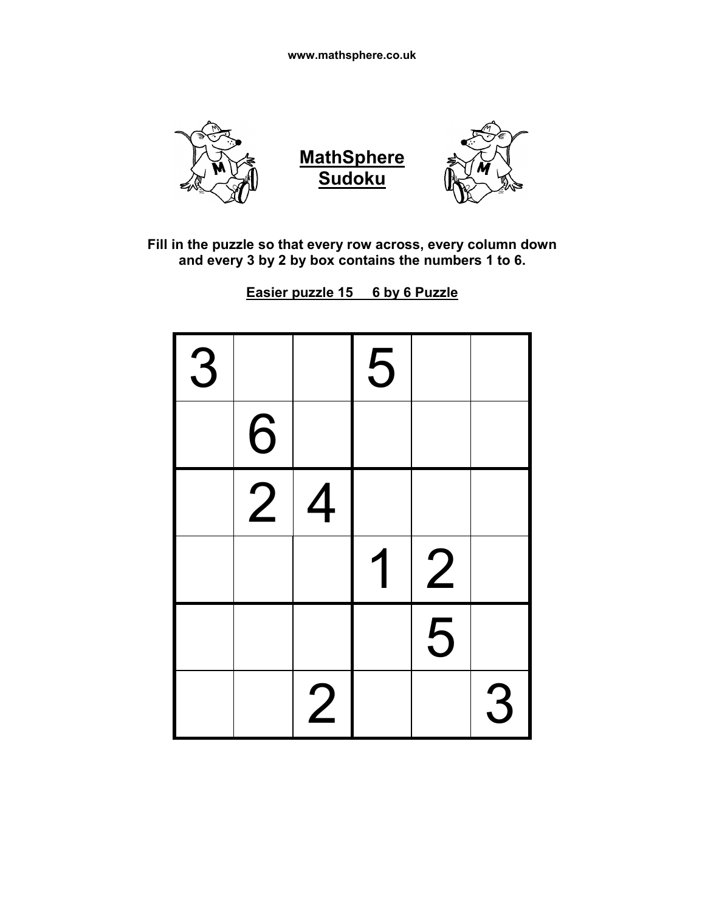www.mathsphere.co.uk

## MathSphere Sudoku

**Fill in the puzzle so that every row across, every column down and every 3 by 2 by box contains the numbers 1 to 6.**

**Easier puzzle 15     6 by 6 Puzzle**

| | | | | | |
|---|---|---|---|---|---|
| 3 | | | 5 | | |
| | 6 | | | | |
| | 2 | 4 | | | |
| | | | 1 | 2 | |
| | | | | 5 | |
| | | 2 | | | 3 |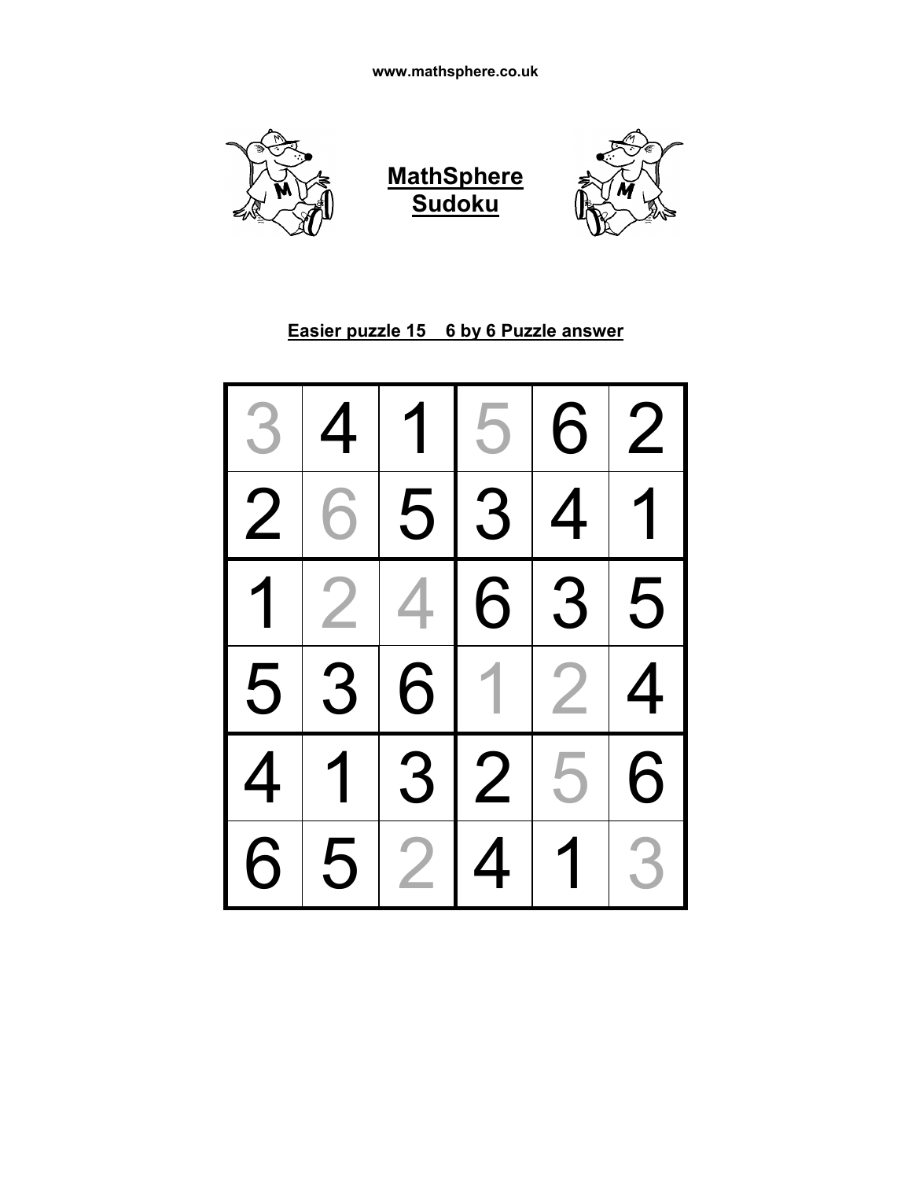www.mathsphere.co.uk

## MathSphere Sudoku

### Easier puzzle 15    6 by 6 Puzzle answer

| | | | | | |
|---|---|---|---|---|---|
| 3 | 4 | 1 | 5 | 6 | 2 |
| 2 | 6 | 5 | 3 | 4 | 1 |
| 1 | 2 | 4 | 6 | 3 | 5 |
| 5 | 3 | 6 | 1 | 2 | 4 |
| 4 | 1 | 3 | 2 | 5 | 6 |
| 6 | 5 | 2 | 4 | 1 | 3 |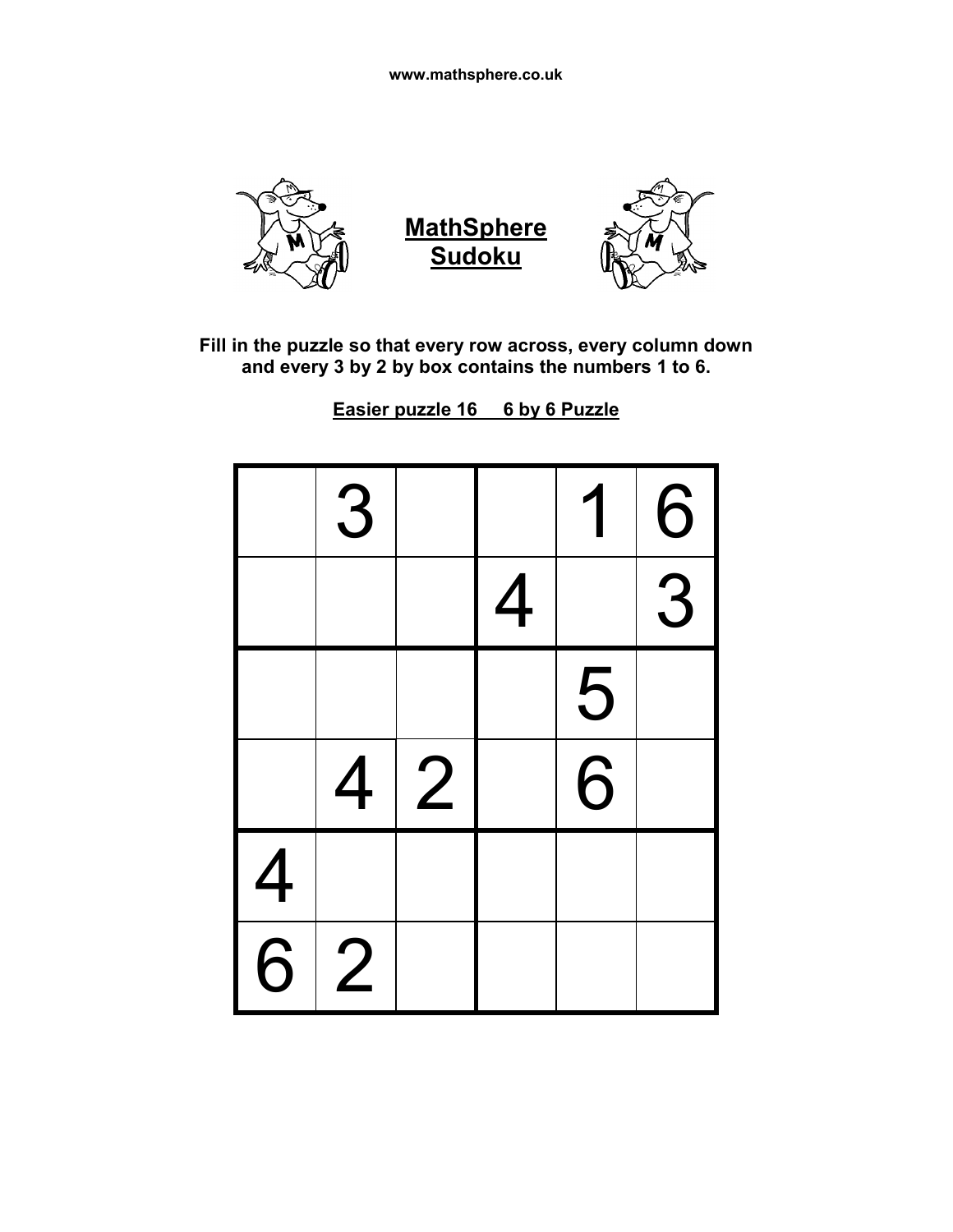www.mathsphere.co.uk

# MathSphere Sudoku

**Fill in the puzzle so that every row across, every column down and every 3 by 2 by box contains the numbers 1 to 6.**

**Easier puzzle 16 6 by 6 Puzzle**

| | | | | | |
|---|---|---|---|---|---|
| | 3 | | | 1 | 6 |
| | | | 4 | | 3 |
| | | | | 5 | |
| | 4 | 2 | | 6 | |
| 4 | | | | | |
| 6 | 2 | | | | |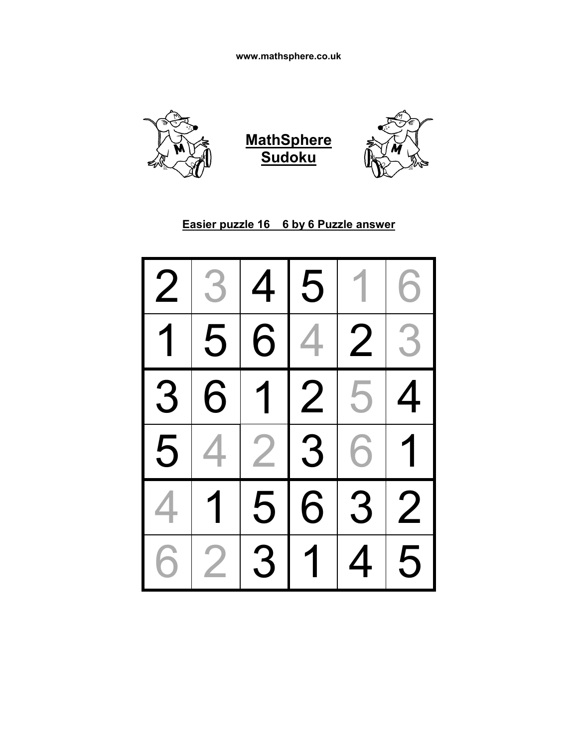**MathSphere Sudoku**

**Easier puzzle 16 6 by 6 Puzzle answer**

| | | | | | |
|---|---|---|---|---|---|
| 2 | 3 | 4 | 5 | 1 | 6 |
| 1 | 5 | 6 | 4 | 2 | 3 |
| 3 | 6 | 1 | 2 | 5 | 4 |
| 5 | 4 | 2 | 3 | 6 | 1 |
| 4 | 1 | 5 | 6 | 3 | 2 |
| 6 | 2 | 3 | 1 | 4 | 5 |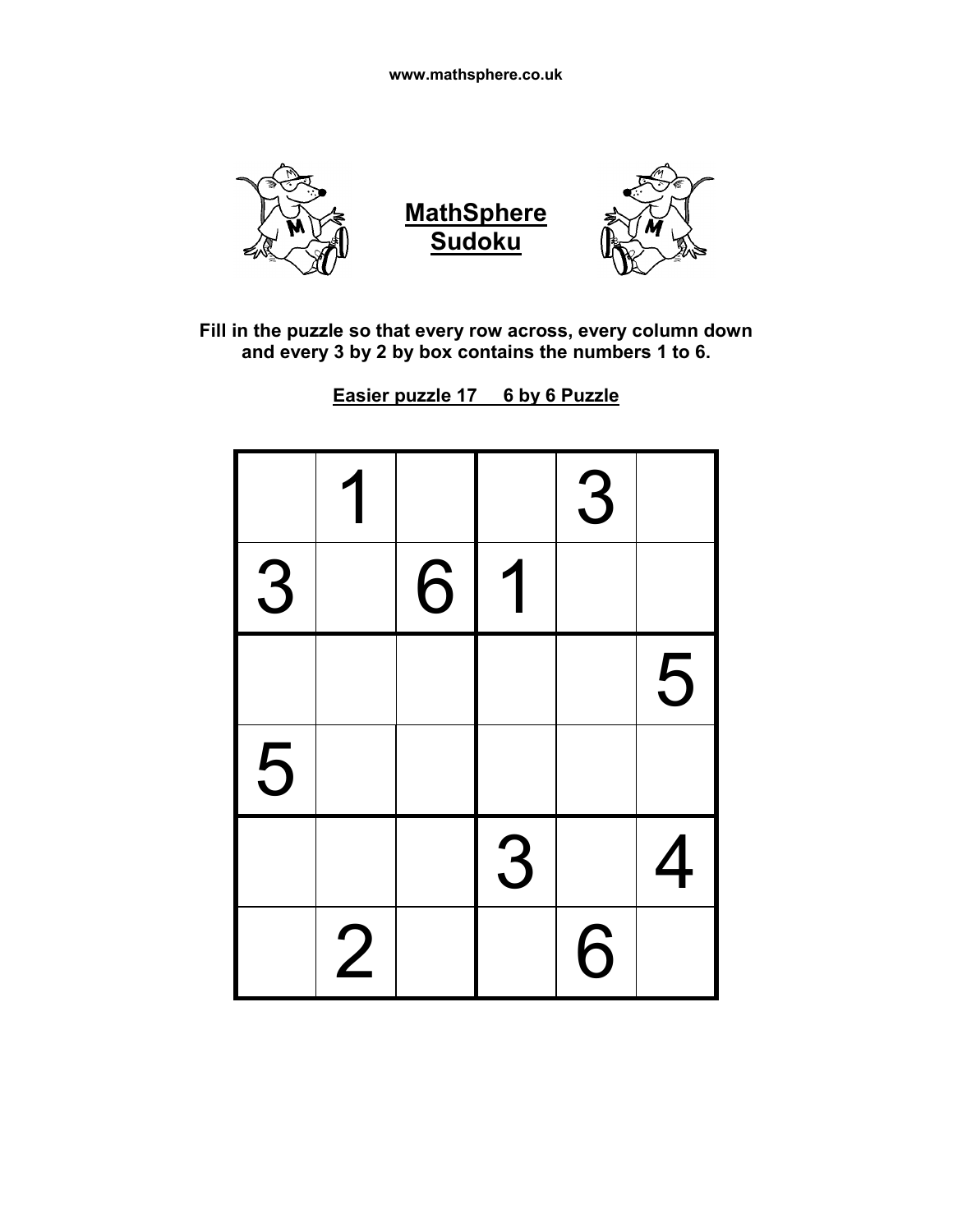**MathSphere Sudoku**

**Fill in the puzzle so that every row across, every column down and every 3 by 2 by box contains the numbers 1 to 6.**

**Easier puzzle 17 6 by 6 Puzzle**

| | | | | | |
|---|---|---|---|---|---|
| | 1 | | | 3 | |
| 3 | | 6 | 1 | | |
| | | | | | 5 |
| 5 | | | | | |
| | | | 3 | | 4 |
| | 2 | | | 6 | |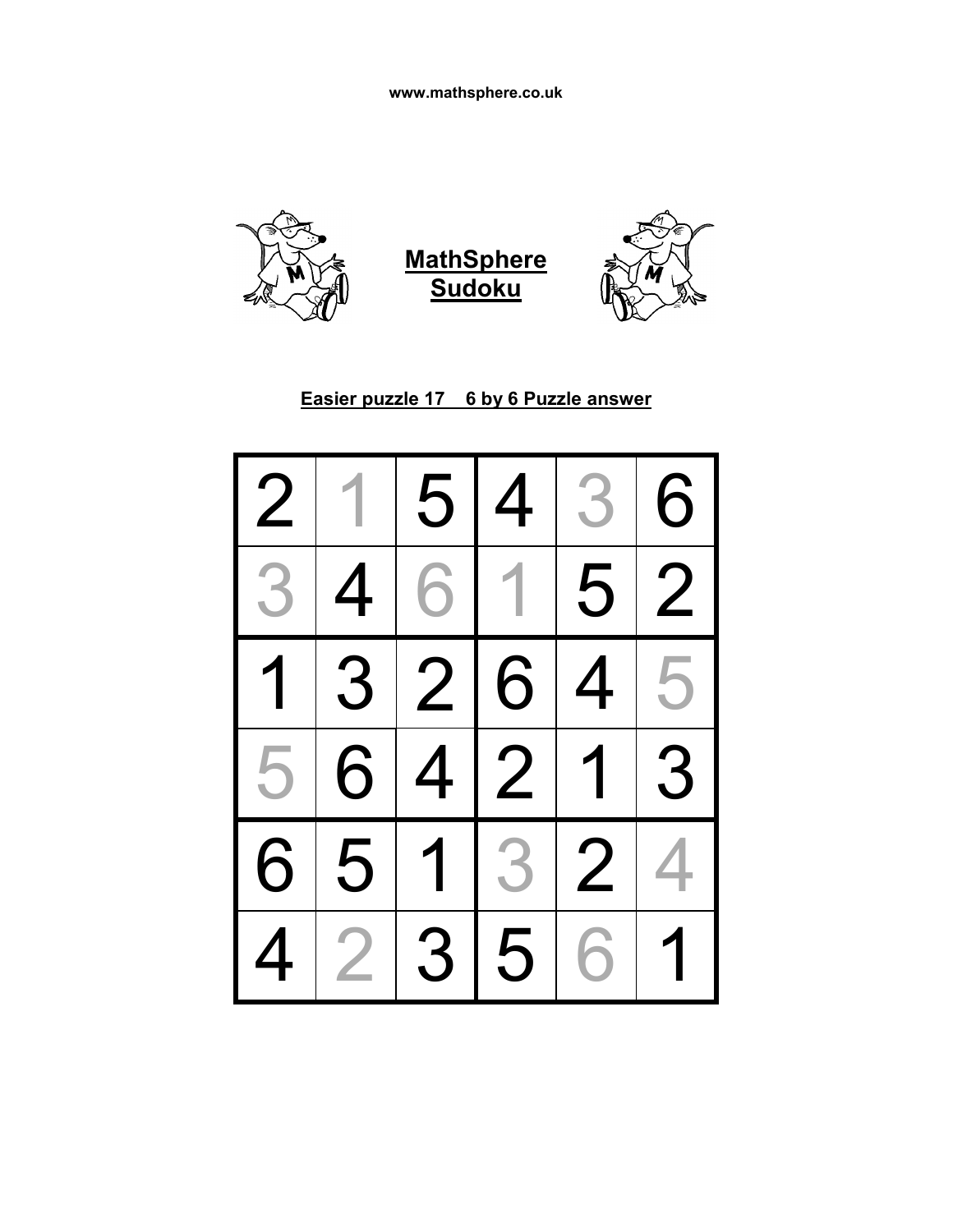www.mathsphere.co.uk

# MathSphere Sudoku

**Easier puzzle 17 6 by 6 Puzzle answer**

| | | | | | |
|---|---|---|---|---|---|
| 2 | 1 | 5 | 4 | 3 | 6 |
| 3 | 4 | 6 | 1 | 5 | 2 |
| 1 | 3 | 2 | 6 | 4 | 5 |
| 5 | 6 | 4 | 2 | 1 | 3 |
| 6 | 5 | 1 | 3 | 2 | 4 |
| 4 | 2 | 3 | 5 | 6 | 1 |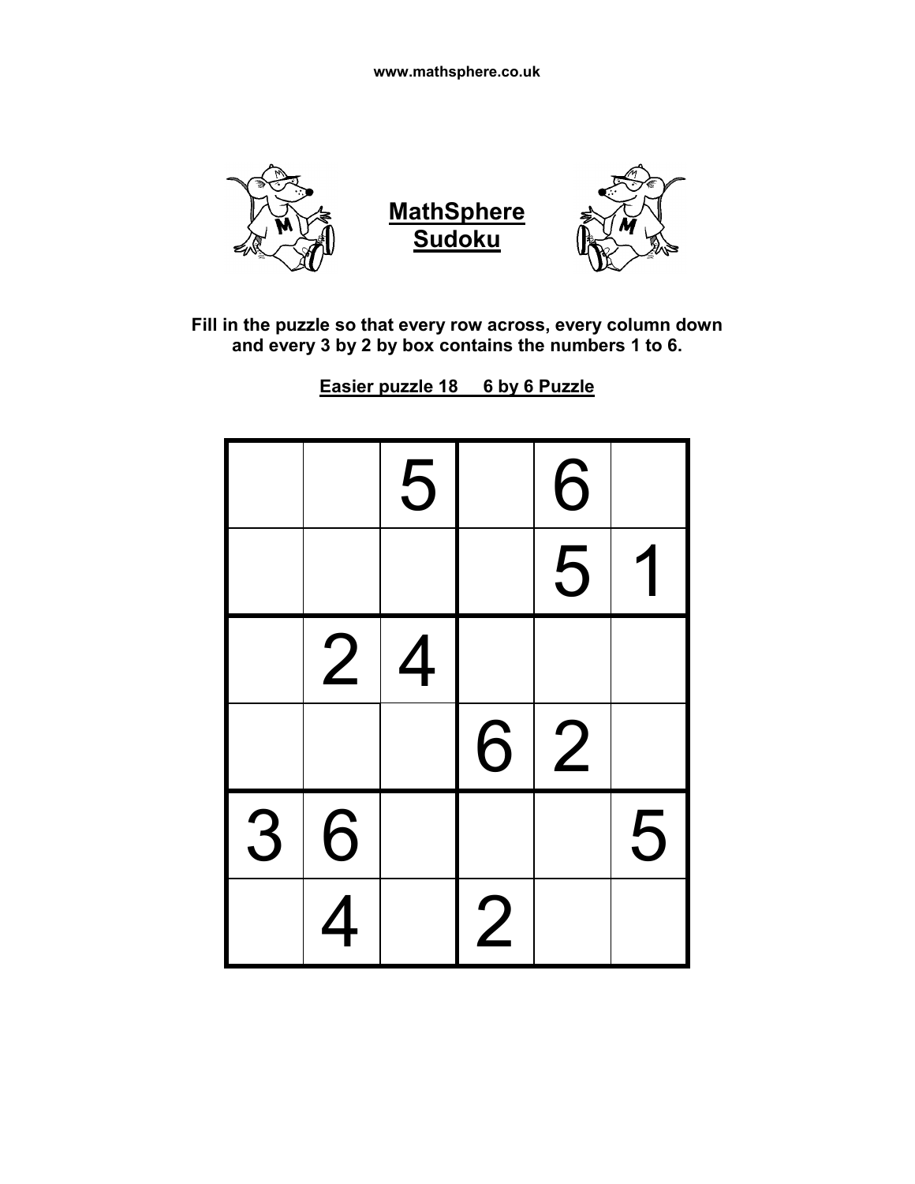www.mathsphere.co.uk

# MathSphere Sudoku

**Fill in the puzzle so that every row across, every column down and every 3 by 2 by box contains the numbers 1 to 6.**

**Easier puzzle 18 6 by 6 Puzzle**

| | | | | | |
|---|---|---|---|---|---|
| | | 5 | | 6 | |
| | | | | 5 | 1 |
| | 2 | 4 | | | |
| | | | 6 | 2 | |
| 3 | 6 | | | | 5 |
| | 4 | | 2 | | |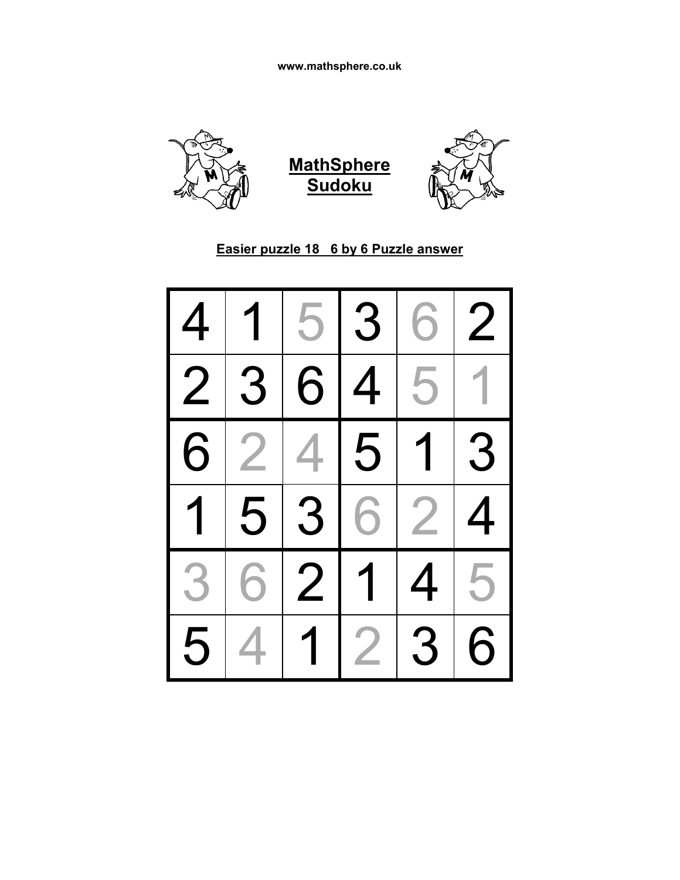www.mathsphere.co.uk

## MathSphere Sudoku

**Easier puzzle 18 6 by 6 Puzzle answer**

| | | | | | |
|---|---|---|---|---|---|
| 4 | 1 | 5 | 3 | 6 | 2 |
| 2 | 3 | 6 | 4 | 5 | 1 |
| 6 | 2 | 4 | 5 | 1 | 3 |
| 1 | 5 | 3 | 6 | 2 | 4 |
| 3 | 6 | 2 | 1 | 4 | 5 |
| 5 | 4 | 1 | 2 | 3 | 6 |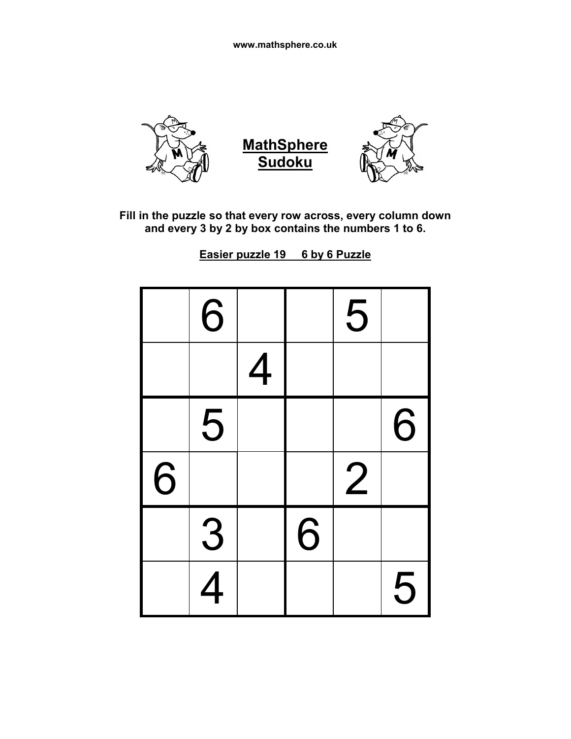www.mathsphere.co.uk

# MathSphere Sudoku

**Fill in the puzzle so that every row across, every column down and every 3 by 2 by box contains the numbers 1 to 6.**

**Easier puzzle 19     6 by 6 Puzzle**

| | | | | | |
|---|---|---|---|---|---|
| | 6 | | | 5 | |
| | | 4 | | | |
| | 5 | | | | 6 |
| 6 | | | | 2 | |
| | 3 | | 6 | | |
| | 4 | | | | 5 |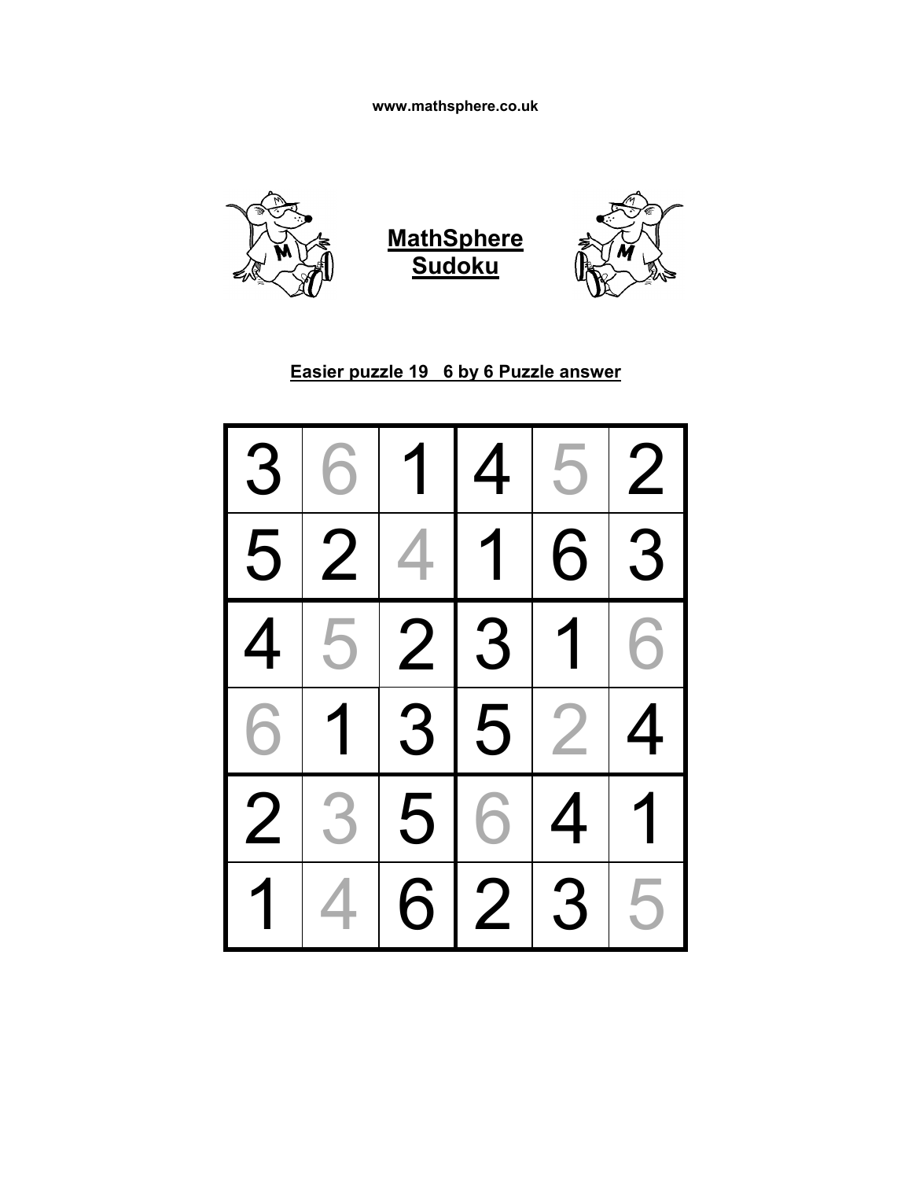www.mathsphere.co.uk

## MathSphere Sudoku

### Easier puzzle 19 6 by 6 Puzzle answer

| | | | | | |
|---|---|---|---|---|---|
| 3 | 6 | 1 | 4 | 5 | 2 |
| 5 | 2 | 4 | 1 | 6 | 3 |
| 4 | 5 | 2 | 3 | 1 | 6 |
| 6 | 1 | 3 | 5 | 2 | 4 |
| 2 | 3 | 5 | 6 | 4 | 1 |
| 1 | 4 | 6 | 2 | 3 | 5 |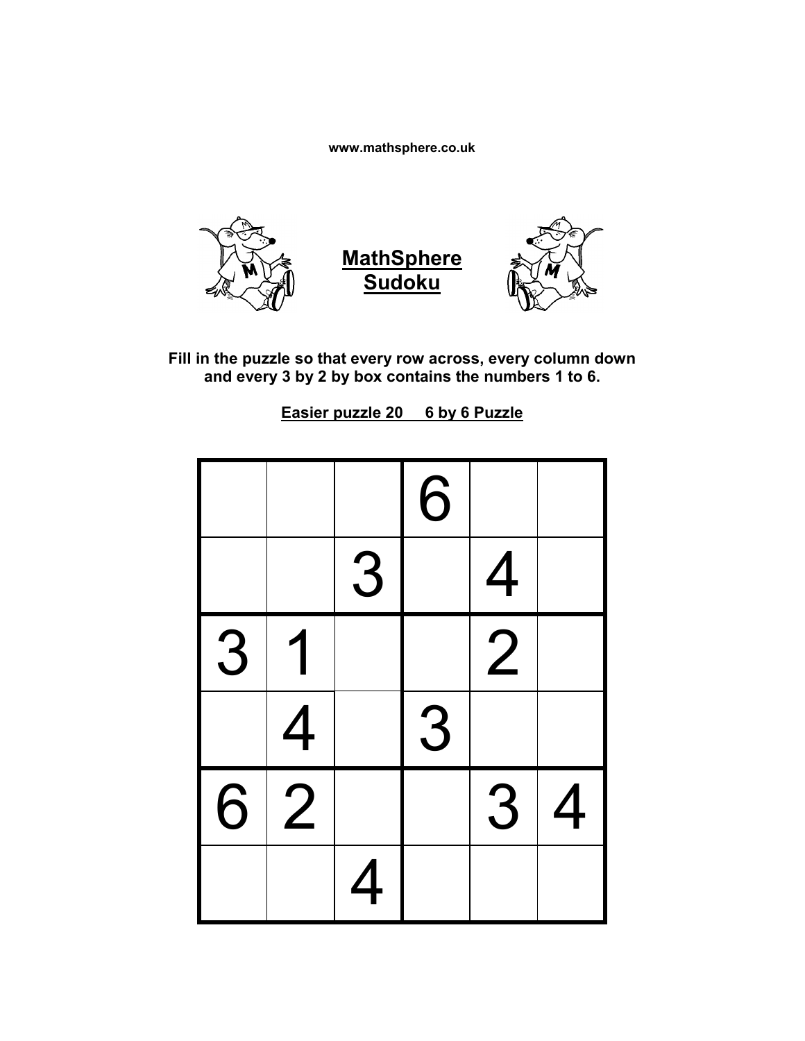www.mathsphere.co.uk

# MathSphere Sudoku

**Fill in the puzzle so that every row across, every column down and every 3 by 2 by box contains the numbers 1 to 6.**

**Easier puzzle 20     6 by 6 Puzzle**

| | | | | | |
|---|---|---|---|---|---|
| | | | 6 | | |
| | | 3 | | 4 | |
| 3 | 1 | | | 2 | |
| | 4 | | 3 | | |
| 6 | 2 | | | 3 | 4 |
| | | 4 | | | |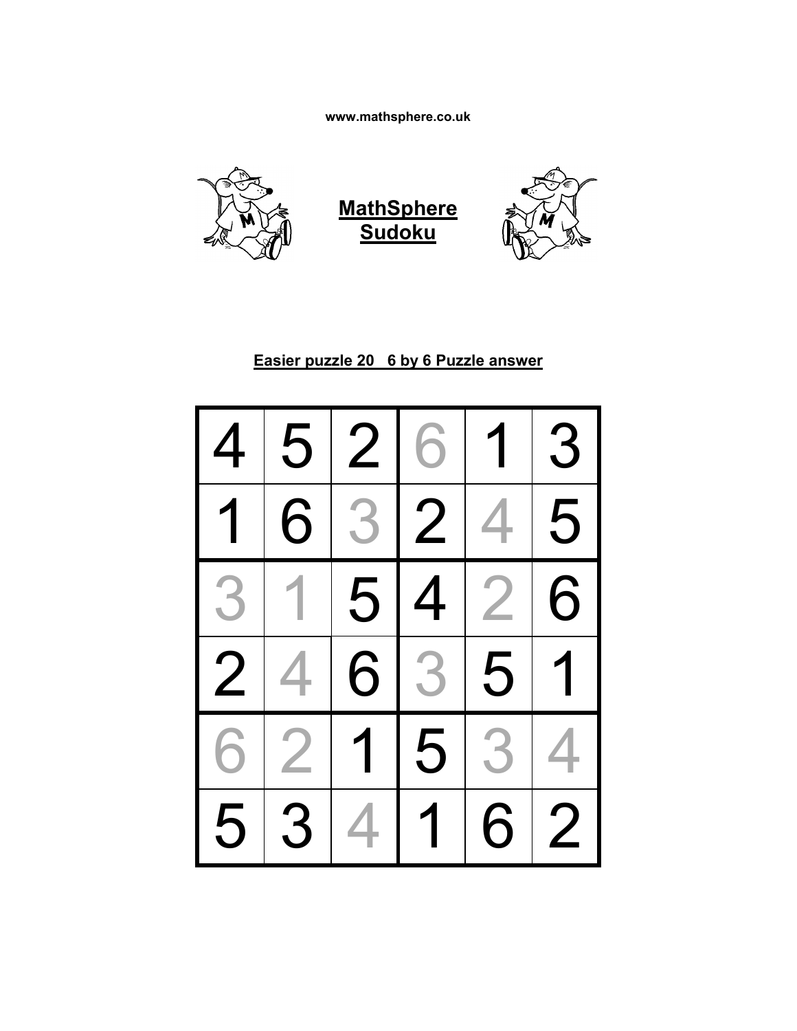www.mathsphere.co.uk

**MathSphere Sudoku**

**Easier puzzle 20 6 by 6 Puzzle answer**

| | | | | | |
|---|---|---|---|---|---|
| 4 | 5 | 2 | 6 | 1 | 3 |
| 1 | 6 | 3 | 2 | 4 | 5 |
| 3 | 1 | 5 | 4 | 2 | 6 |
| 2 | 4 | 6 | 3 | 5 | 1 |
| 6 | 2 | 1 | 5 | 3 | 4 |
| 5 | 3 | 4 | 1 | 6 | 2 |